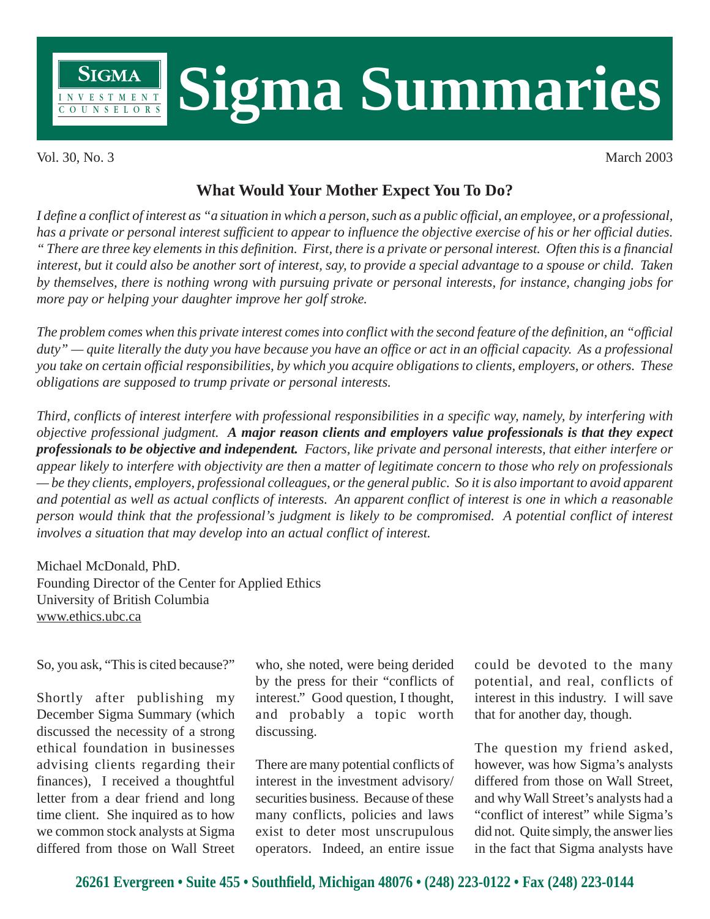# Sigma Summaries

SIGMA INVESTMENT COUNSELORS

Vol. 30, No. 3 March 2003

## What Would Your Mother Expect You To Do?

*I define a conflict of interest as "a situation in which a person, such as a public official, an employee, or a professional, has a private or personal interest sufficient to appear to influence the objective exercise of his or her official duties. " There are three key elements in this definition. First, there is a private or personal interest. Often this is a financial interest, but it could also be another sort of interest, say, to provide a special advantage to a spouse or child. Taken by themselves, there is nothing wrong with pursuing private or personal interests, for instance, changing jobs for more pay or helping your daughter improve her golf stroke.*

*The problem comes when this private interest comes into conflict with the second feature of the definition, an "official duty" — quite literally the duty you have because you have an office or act in an official capacity. As a professional you take on certain official responsibilities, by which you acquire obligations to clients, employers, or others. These obligations are supposed to trump private or personal interests.*

*Third, conflicts of interest interfere with professional responsibilities in a specific way, namely, by interfering with objective professional judgment.* ***A major reason clients and employers value professionals is that they expect professionals to be objective and independent.*** *Factors, like private and personal interests, that either interfere or appear likely to interfere with objectivity are then a matter of legitimate concern to those who rely on professionals — be they clients, employers, professional colleagues, or the general public. So it is also important to avoid apparent and potential as well as actual conflicts of interests. An apparent conflict of interest is one in which a reasonable person would think that the professional's judgment is likely to be compromised. A potential conflict of interest involves a situation that may develop into an actual conflict of interest.*

Michael McDonald, PhD.
Founding Director of the Center for Applied Ethics
University of British Columbia
www.ethics.ubc.ca

So, you ask, "This is cited because?"

Shortly after publishing my December Sigma Summary (which discussed the necessity of a strong ethical foundation in businesses advising clients regarding their finances), I received a thoughtful letter from a dear friend and long time client. She inquired as to how we common stock analysts at Sigma differed from those on Wall Street who, she noted, were being derided by the press for their "conflicts of interest." Good question, I thought, and probably a topic worth discussing.

There are many potential conflicts of interest in the investment advisory/securities business. Because of these many conflicts, policies and laws exist to deter most unscrupulous operators. Indeed, an entire issue could be devoted to the many potential, and real, conflicts of interest in this industry. I will save that for another day, though.

The question my friend asked, however, was how Sigma's analysts differed from those on Wall Street, and why Wall Street's analysts had a "conflict of interest" while Sigma's did not. Quite simply, the answer lies in the fact that Sigma analysts have

26261 Evergreen • Suite 455 • Southfield, Michigan 48076 • (248) 223-0122 • Fax (248) 223-0144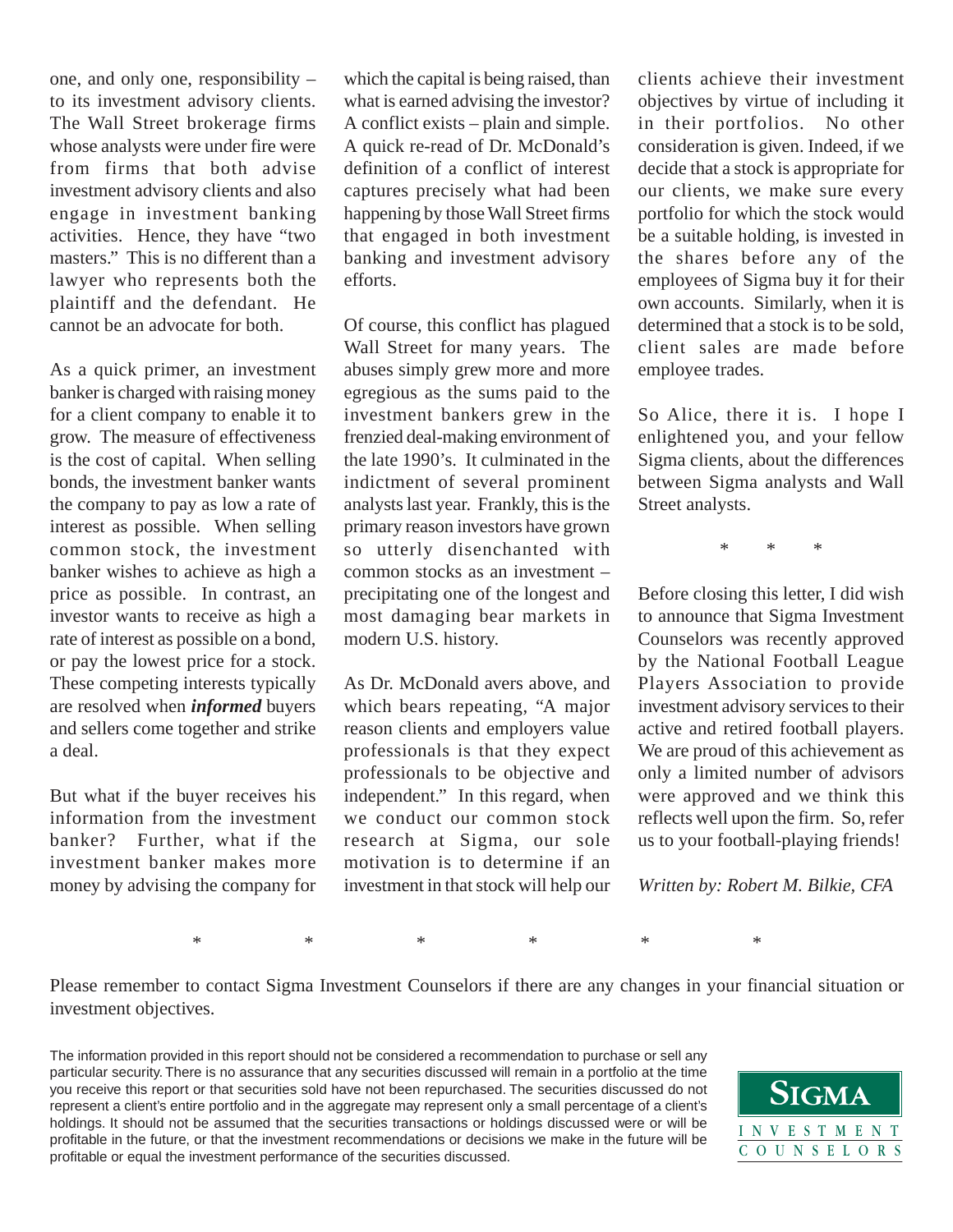one, and only one, responsibility – to its investment advisory clients. The Wall Street brokerage firms whose analysts were under fire were from firms that both advise investment advisory clients and also engage in investment banking activities. Hence, they have "two masters." This is no different than a lawyer who represents both the plaintiff and the defendant. He cannot be an advocate for both.

As a quick primer, an investment banker is charged with raising money for a client company to enable it to grow. The measure of effectiveness is the cost of capital. When selling bonds, the investment banker wants the company to pay as low a rate of interest as possible. When selling common stock, the investment banker wishes to achieve as high a price as possible. In contrast, an investor wants to receive as high a rate of interest as possible on a bond, or pay the lowest price for a stock. These competing interests typically are resolved when ***informed*** buyers and sellers come together and strike a deal.

But what if the buyer receives his information from the investment banker? Further, what if the investment banker makes more money by advising the company for which the capital is being raised, than what is earned advising the investor? A conflict exists – plain and simple. A quick re-read of Dr. McDonald's definition of a conflict of interest captures precisely what had been happening by those Wall Street firms that engaged in both investment banking and investment advisory efforts.

Of course, this conflict has plagued Wall Street for many years. The abuses simply grew more and more egregious as the sums paid to the investment bankers grew in the frenzied deal-making environment of the late 1990's. It culminated in the indictment of several prominent analysts last year. Frankly, this is the primary reason investors have grown so utterly disenchanted with common stocks as an investment – precipitating one of the longest and most damaging bear markets in modern U.S. history.

As Dr. McDonald avers above, and which bears repeating, "A major reason clients and employers value professionals is that they expect professionals to be objective and independent." In this regard, when we conduct our common stock research at Sigma, our sole motivation is to determine if an investment in that stock will help our clients achieve their investment objectives by virtue of including it in their portfolios. No other consideration is given. Indeed, if we decide that a stock is appropriate for our clients, we make sure every portfolio for which the stock would be a suitable holding, is invested in the shares before any of the employees of Sigma buy it for their own accounts. Similarly, when it is determined that a stock is to be sold, client sales are made before employee trades.

So Alice, there it is. I hope I enlightened you, and your fellow Sigma clients, about the differences between Sigma analysts and Wall Street analysts.

\* \* \*

Before closing this letter, I did wish to announce that Sigma Investment Counselors was recently approved by the National Football League Players Association to provide investment advisory services to their active and retired football players. We are proud of this achievement as only a limited number of advisors were approved and we think this reflects well upon the firm. So, refer us to your football-playing friends!

*Written by: Robert M. Bilkie, CFA*

\* \* \* \* \* \*

Please remember to contact Sigma Investment Counselors if there are any changes in your financial situation or investment objectives.

The information provided in this report should not be considered a recommendation to purchase or sell any particular security. There is no assurance that any securities discussed will remain in a portfolio at the time you receive this report or that securities sold have not been repurchased. The securities discussed do not represent a client's entire portfolio and in the aggregate may represent only a small percentage of a client's holdings. It should not be assumed that the securities transactions or holdings discussed were or will be profitable in the future, or that the investment recommendations or decisions we make in the future will be profitable or equal the investment performance of the securities discussed.

SIGMA
INVESTMENT COUNSELORS